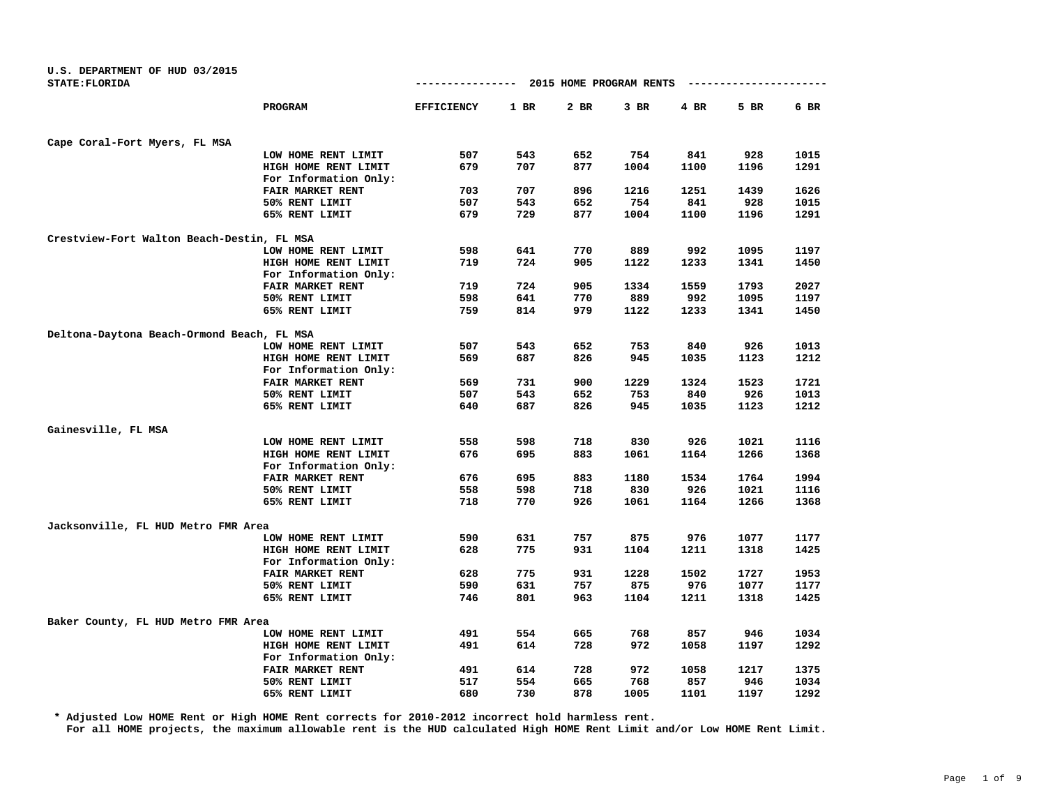U.S. DEPARTMENT OF HUD 03/2015
STATE:FLORIDA

## 2015 HOME PROGRAM RENTS

| | PROGRAM | EFFICIENCY | 1 BR | 2 BR | 3 BR | 4 BR | 5 BR | 6 BR |
|---|---|---|---|---|---|---|---|---|
| **Cape Coral-Fort Myers, FL MSA** | | | | | | | | |
| | LOW HOME RENT LIMIT | 507 | 543 | 652 | 754 | 841 | 928 | 1015 |
| | HIGH HOME RENT LIMIT | 679 | 707 | 877 | 1004 | 1100 | 1196 | 1291 |
| | For Information Only: | | | | | | | |
| | FAIR MARKET RENT | 703 | 707 | 896 | 1216 | 1251 | 1439 | 1626 |
| | 50% RENT LIMIT | 507 | 543 | 652 | 754 | 841 | 928 | 1015 |
| | 65% RENT LIMIT | 679 | 729 | 877 | 1004 | 1100 | 1196 | 1291 |
| **Crestview-Fort Walton Beach-Destin, FL MSA** | | | | | | | | |
| | LOW HOME RENT LIMIT | 598 | 641 | 770 | 889 | 992 | 1095 | 1197 |
| | HIGH HOME RENT LIMIT | 719 | 724 | 905 | 1122 | 1233 | 1341 | 1450 |
| | For Information Only: | | | | | | | |
| | FAIR MARKET RENT | 719 | 724 | 905 | 1334 | 1559 | 1793 | 2027 |
| | 50% RENT LIMIT | 598 | 641 | 770 | 889 | 992 | 1095 | 1197 |
| | 65% RENT LIMIT | 759 | 814 | 979 | 1122 | 1233 | 1341 | 1450 |
| **Deltona-Daytona Beach-Ormond Beach, FL MSA** | | | | | | | | |
| | LOW HOME RENT LIMIT | 507 | 543 | 652 | 753 | 840 | 926 | 1013 |
| | HIGH HOME RENT LIMIT | 569 | 687 | 826 | 945 | 1035 | 1123 | 1212 |
| | For Information Only: | | | | | | | |
| | FAIR MARKET RENT | 569 | 731 | 900 | 1229 | 1324 | 1523 | 1721 |
| | 50% RENT LIMIT | 507 | 543 | 652 | 753 | 840 | 926 | 1013 |
| | 65% RENT LIMIT | 640 | 687 | 826 | 945 | 1035 | 1123 | 1212 |
| **Gainesville, FL MSA** | | | | | | | | |
| | LOW HOME RENT LIMIT | 558 | 598 | 718 | 830 | 926 | 1021 | 1116 |
| | HIGH HOME RENT LIMIT | 676 | 695 | 883 | 1061 | 1164 | 1266 | 1368 |
| | For Information Only: | | | | | | | |
| | FAIR MARKET RENT | 676 | 695 | 883 | 1180 | 1534 | 1764 | 1994 |
| | 50% RENT LIMIT | 558 | 598 | 718 | 830 | 926 | 1021 | 1116 |
| | 65% RENT LIMIT | 718 | 770 | 926 | 1061 | 1164 | 1266 | 1368 |
| **Jacksonville, FL HUD Metro FMR Area** | | | | | | | | |
| | LOW HOME RENT LIMIT | 590 | 631 | 757 | 875 | 976 | 1077 | 1177 |
| | HIGH HOME RENT LIMIT | 628 | 775 | 931 | 1104 | 1211 | 1318 | 1425 |
| | For Information Only: | | | | | | | |
| | FAIR MARKET RENT | 628 | 775 | 931 | 1228 | 1502 | 1727 | 1953 |
| | 50% RENT LIMIT | 590 | 631 | 757 | 875 | 976 | 1077 | 1177 |
| | 65% RENT LIMIT | 746 | 801 | 963 | 1104 | 1211 | 1318 | 1425 |
| **Baker County, FL HUD Metro FMR Area** | | | | | | | | |
| | LOW HOME RENT LIMIT | 491 | 554 | 665 | 768 | 857 | 946 | 1034 |
| | HIGH HOME RENT LIMIT | 491 | 614 | 728 | 972 | 1058 | 1197 | 1292 |
| | For Information Only: | | | | | | | |
| | FAIR MARKET RENT | 491 | 614 | 728 | 972 | 1058 | 1217 | 1375 |
| | 50% RENT LIMIT | 517 | 554 | 665 | 768 | 857 | 946 | 1034 |
| | 65% RENT LIMIT | 680 | 730 | 878 | 1005 | 1101 | 1197 | 1292 |

* Adjusted Low HOME Rent or High HOME Rent corrects for 2010-2012 incorrect hold harmless rent.
For all HOME projects, the maximum allowable rent is the HUD calculated High HOME Rent Limit and/or Low HOME Rent Limit.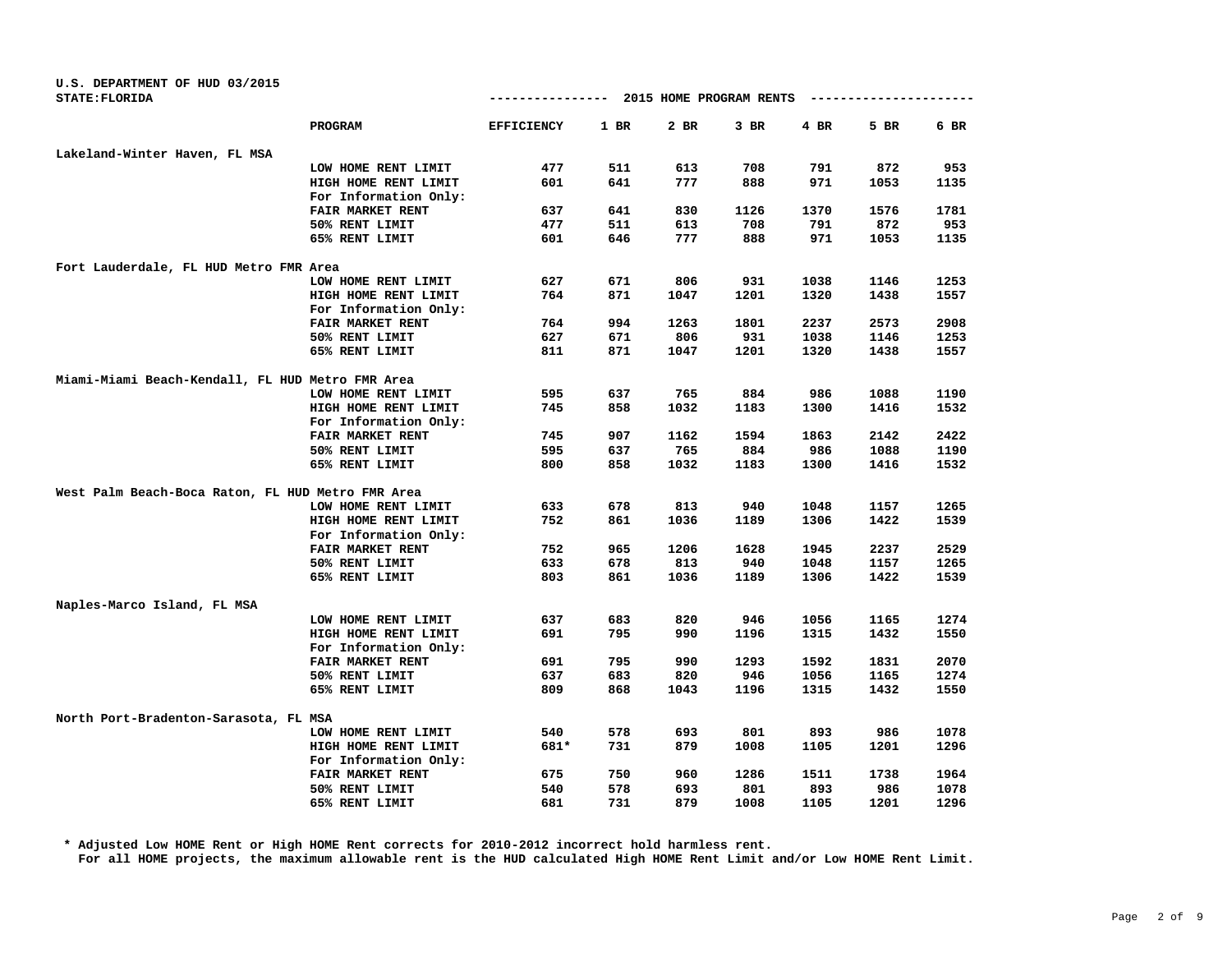U.S. DEPARTMENT OF HUD 03/2015
STATE:FLORIDA

## 2015 HOME PROGRAM RENTS

| | PROGRAM | EFFICIENCY | 1 BR | 2 BR | 3 BR | 4 BR | 5 BR | 6 BR |
|---|---|---|---|---|---|---|---|---|
| **Lakeland-Winter Haven, FL MSA** | | | | | | | | |
| | LOW HOME RENT LIMIT | 477 | 511 | 613 | 708 | 791 | 872 | 953 |
| | HIGH HOME RENT LIMIT | 601 | 641 | 777 | 888 | 971 | 1053 | 1135 |
| | For Information Only: | | | | | | | |
| | FAIR MARKET RENT | 637 | 641 | 830 | 1126 | 1370 | 1576 | 1781 |
| | 50% RENT LIMIT | 477 | 511 | 613 | 708 | 791 | 872 | 953 |
| | 65% RENT LIMIT | 601 | 646 | 777 | 888 | 971 | 1053 | 1135 |
| **Fort Lauderdale, FL HUD Metro FMR Area** | | | | | | | | |
| | LOW HOME RENT LIMIT | 627 | 671 | 806 | 931 | 1038 | 1146 | 1253 |
| | HIGH HOME RENT LIMIT | 764 | 871 | 1047 | 1201 | 1320 | 1438 | 1557 |
| | For Information Only: | | | | | | | |
| | FAIR MARKET RENT | 764 | 994 | 1263 | 1801 | 2237 | 2573 | 2908 |
| | 50% RENT LIMIT | 627 | 671 | 806 | 931 | 1038 | 1146 | 1253 |
| | 65% RENT LIMIT | 811 | 871 | 1047 | 1201 | 1320 | 1438 | 1557 |
| **Miami-Miami Beach-Kendall, FL HUD Metro FMR Area** | | | | | | | | |
| | LOW HOME RENT LIMIT | 595 | 637 | 765 | 884 | 986 | 1088 | 1190 |
| | HIGH HOME RENT LIMIT | 745 | 858 | 1032 | 1183 | 1300 | 1416 | 1532 |
| | For Information Only: | | | | | | | |
| | FAIR MARKET RENT | 745 | 907 | 1162 | 1594 | 1863 | 2142 | 2422 |
| | 50% RENT LIMIT | 595 | 637 | 765 | 884 | 986 | 1088 | 1190 |
| | 65% RENT LIMIT | 800 | 858 | 1032 | 1183 | 1300 | 1416 | 1532 |
| **West Palm Beach-Boca Raton, FL HUD Metro FMR Area** | | | | | | | | |
| | LOW HOME RENT LIMIT | 633 | 678 | 813 | 940 | 1048 | 1157 | 1265 |
| | HIGH HOME RENT LIMIT | 752 | 861 | 1036 | 1189 | 1306 | 1422 | 1539 |
| | For Information Only: | | | | | | | |
| | FAIR MARKET RENT | 752 | 965 | 1206 | 1628 | 1945 | 2237 | 2529 |
| | 50% RENT LIMIT | 633 | 678 | 813 | 940 | 1048 | 1157 | 1265 |
| | 65% RENT LIMIT | 803 | 861 | 1036 | 1189 | 1306 | 1422 | 1539 |
| **Naples-Marco Island, FL MSA** | | | | | | | | |
| | LOW HOME RENT LIMIT | 637 | 683 | 820 | 946 | 1056 | 1165 | 1274 |
| | HIGH HOME RENT LIMIT | 691 | 795 | 990 | 1196 | 1315 | 1432 | 1550 |
| | For Information Only: | | | | | | | |
| | FAIR MARKET RENT | 691 | 795 | 990 | 1293 | 1592 | 1831 | 2070 |
| | 50% RENT LIMIT | 637 | 683 | 820 | 946 | 1056 | 1165 | 1274 |
| | 65% RENT LIMIT | 809 | 868 | 1043 | 1196 | 1315 | 1432 | 1550 |
| **North Port-Bradenton-Sarasota, FL MSA** | | | | | | | | |
| | LOW HOME RENT LIMIT | 540 | 578 | 693 | 801 | 893 | 986 | 1078 |
| | HIGH HOME RENT LIMIT | 681* | 731 | 879 | 1008 | 1105 | 1201 | 1296 |
| | For Information Only: | | | | | | | |
| | FAIR MARKET RENT | 675 | 750 | 960 | 1286 | 1511 | 1738 | 1964 |
| | 50% RENT LIMIT | 540 | 578 | 693 | 801 | 893 | 986 | 1078 |
| | 65% RENT LIMIT | 681 | 731 | 879 | 1008 | 1105 | 1201 | 1296 |

\* Adjusted Low HOME Rent or High HOME Rent corrects for 2010-2012 incorrect hold harmless rent.
For all HOME projects, the maximum allowable rent is the HUD calculated High HOME Rent Limit and/or Low HOME Rent Limit.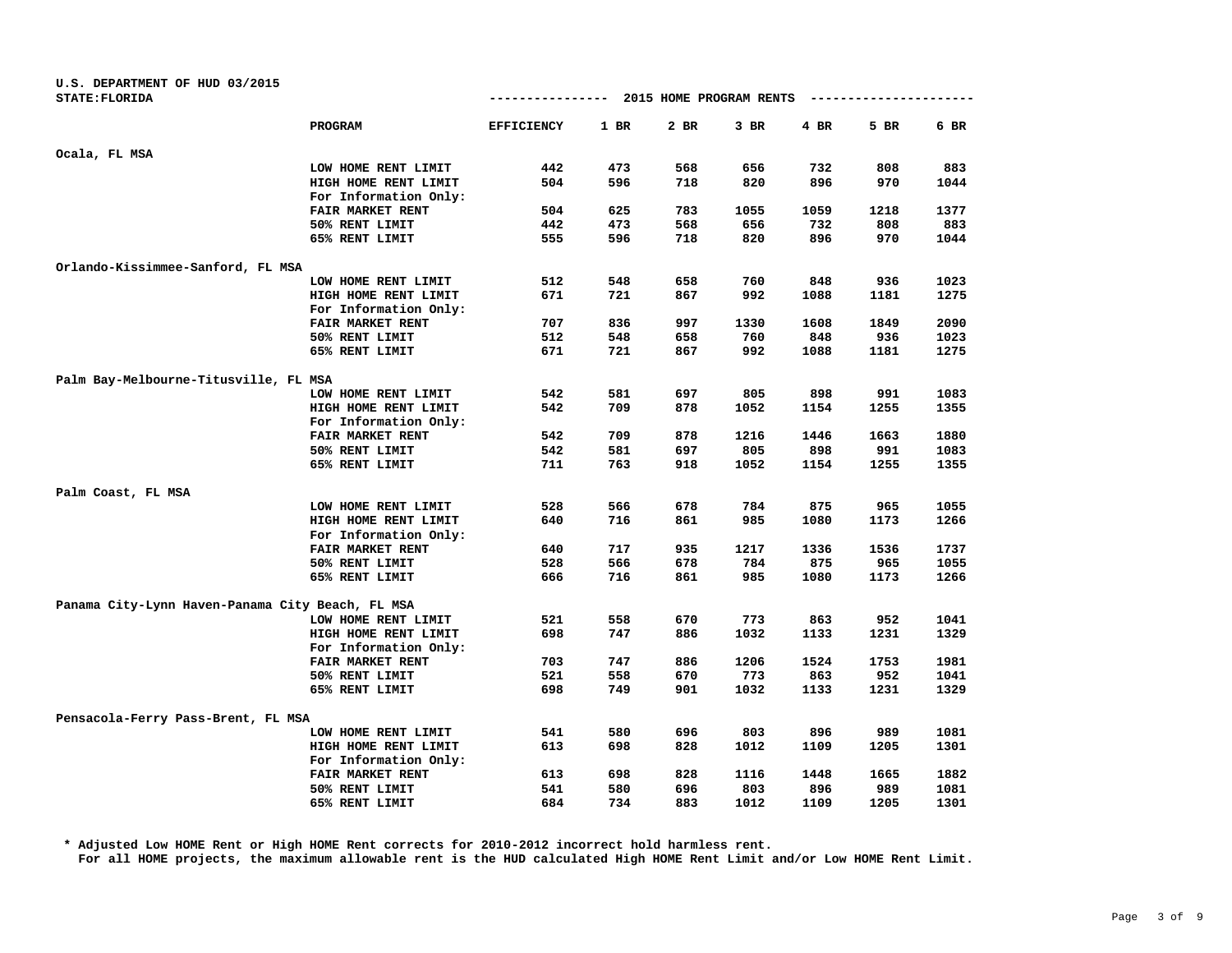U.S. DEPARTMENT OF HUD 03/2015
STATE:FLORIDA

2015 HOME PROGRAM RENTS

| | PROGRAM | EFFICIENCY | 1 BR | 2 BR | 3 BR | 4 BR | 5 BR | 6 BR |
|---|---|---|---|---|---|---|---|---|
| Ocala, FL MSA | | | | | | | | |
| | LOW HOME RENT LIMIT | 442 | 473 | 568 | 656 | 732 | 808 | 883 |
| | HIGH HOME RENT LIMIT | 504 | 596 | 718 | 820 | 896 | 970 | 1044 |
| | For Information Only: | | | | | | | |
| | FAIR MARKET RENT | 504 | 625 | 783 | 1055 | 1059 | 1218 | 1377 |
| | 50% RENT LIMIT | 442 | 473 | 568 | 656 | 732 | 808 | 883 |
| | 65% RENT LIMIT | 555 | 596 | 718 | 820 | 896 | 970 | 1044 |
| Orlando-Kissimmee-Sanford, FL MSA | | | | | | | | |
| | LOW HOME RENT LIMIT | 512 | 548 | 658 | 760 | 848 | 936 | 1023 |
| | HIGH HOME RENT LIMIT | 671 | 721 | 867 | 992 | 1088 | 1181 | 1275 |
| | For Information Only: | | | | | | | |
| | FAIR MARKET RENT | 707 | 836 | 997 | 1330 | 1608 | 1849 | 2090 |
| | 50% RENT LIMIT | 512 | 548 | 658 | 760 | 848 | 936 | 1023 |
| | 65% RENT LIMIT | 671 | 721 | 867 | 992 | 1088 | 1181 | 1275 |
| Palm Bay-Melbourne-Titusville, FL MSA | | | | | | | | |
| | LOW HOME RENT LIMIT | 542 | 581 | 697 | 805 | 898 | 991 | 1083 |
| | HIGH HOME RENT LIMIT | 542 | 709 | 878 | 1052 | 1154 | 1255 | 1355 |
| | For Information Only: | | | | | | | |
| | FAIR MARKET RENT | 542 | 709 | 878 | 1216 | 1446 | 1663 | 1880 |
| | 50% RENT LIMIT | 542 | 581 | 697 | 805 | 898 | 991 | 1083 |
| | 65% RENT LIMIT | 711 | 763 | 918 | 1052 | 1154 | 1255 | 1355 |
| Palm Coast, FL MSA | | | | | | | | |
| | LOW HOME RENT LIMIT | 528 | 566 | 678 | 784 | 875 | 965 | 1055 |
| | HIGH HOME RENT LIMIT | 640 | 716 | 861 | 985 | 1080 | 1173 | 1266 |
| | For Information Only: | | | | | | | |
| | FAIR MARKET RENT | 640 | 717 | 935 | 1217 | 1336 | 1536 | 1737 |
| | 50% RENT LIMIT | 528 | 566 | 678 | 784 | 875 | 965 | 1055 |
| | 65% RENT LIMIT | 666 | 716 | 861 | 985 | 1080 | 1173 | 1266 |
| Panama City-Lynn Haven-Panama City Beach, FL MSA | | | | | | | | |
| | LOW HOME RENT LIMIT | 521 | 558 | 670 | 773 | 863 | 952 | 1041 |
| | HIGH HOME RENT LIMIT | 698 | 747 | 886 | 1032 | 1133 | 1231 | 1329 |
| | For Information Only: | | | | | | | |
| | FAIR MARKET RENT | 703 | 747 | 886 | 1206 | 1524 | 1753 | 1981 |
| | 50% RENT LIMIT | 521 | 558 | 670 | 773 | 863 | 952 | 1041 |
| | 65% RENT LIMIT | 698 | 749 | 901 | 1032 | 1133 | 1231 | 1329 |
| Pensacola-Ferry Pass-Brent, FL MSA | | | | | | | | |
| | LOW HOME RENT LIMIT | 541 | 580 | 696 | 803 | 896 | 989 | 1081 |
| | HIGH HOME RENT LIMIT | 613 | 698 | 828 | 1012 | 1109 | 1205 | 1301 |
| | For Information Only: | | | | | | | |
| | FAIR MARKET RENT | 613 | 698 | 828 | 1116 | 1448 | 1665 | 1882 |
| | 50% RENT LIMIT | 541 | 580 | 696 | 803 | 896 | 989 | 1081 |
| | 65% RENT LIMIT | 684 | 734 | 883 | 1012 | 1109 | 1205 | 1301 |

* Adjusted Low HOME Rent or High HOME Rent corrects for 2010-2012 incorrect hold harmless rent.
For all HOME projects, the maximum allowable rent is the HUD calculated High HOME Rent Limit and/or Low HOME Rent Limit.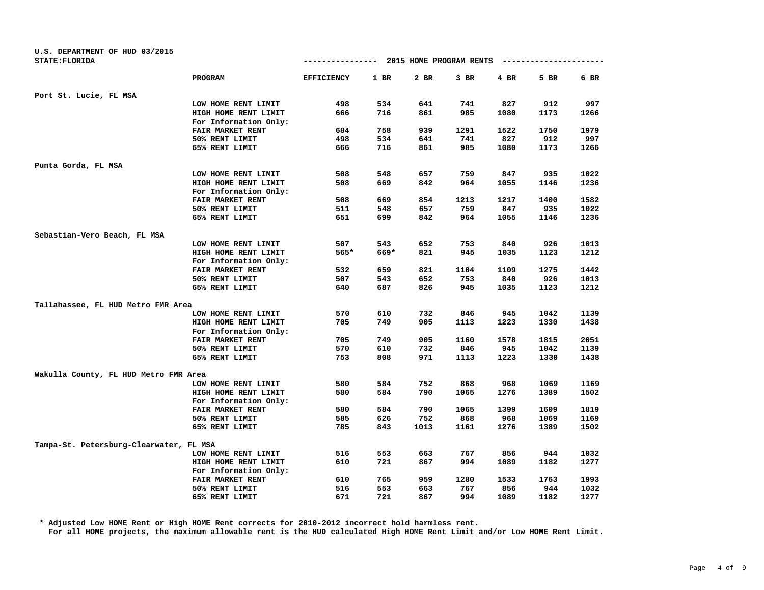U.S. DEPARTMENT OF HUD 03/2015
STATE:FLORIDA

## 2015 HOME PROGRAM RENTS

| | PROGRAM | EFFICIENCY | 1 BR | 2 BR | 3 BR | 4 BR | 5 BR | 6 BR |
|---|---|---|---|---|---|---|---|---|
| Port St. Lucie, FL MSA | | | | | | | | |
| | LOW HOME RENT LIMIT | 498 | 534 | 641 | 741 | 827 | 912 | 997 |
| | HIGH HOME RENT LIMIT | 666 | 716 | 861 | 985 | 1080 | 1173 | 1266 |
| | For Information Only: | | | | | | | |
| | FAIR MARKET RENT | 684 | 758 | 939 | 1291 | 1522 | 1750 | 1979 |
| | 50% RENT LIMIT | 498 | 534 | 641 | 741 | 827 | 912 | 997 |
| | 65% RENT LIMIT | 666 | 716 | 861 | 985 | 1080 | 1173 | 1266 |
| Punta Gorda, FL MSA | | | | | | | | |
| | LOW HOME RENT LIMIT | 508 | 548 | 657 | 759 | 847 | 935 | 1022 |
| | HIGH HOME RENT LIMIT | 508 | 669 | 842 | 964 | 1055 | 1146 | 1236 |
| | For Information Only: | | | | | | | |
| | FAIR MARKET RENT | 508 | 669 | 854 | 1213 | 1217 | 1400 | 1582 |
| | 50% RENT LIMIT | 511 | 548 | 657 | 759 | 847 | 935 | 1022 |
| | 65% RENT LIMIT | 651 | 699 | 842 | 964 | 1055 | 1146 | 1236 |
| Sebastian-Vero Beach, FL MSA | | | | | | | | |
| | LOW HOME RENT LIMIT | 507 | 543 | 652 | 753 | 840 | 926 | 1013 |
| | HIGH HOME RENT LIMIT | 565* | 669* | 821 | 945 | 1035 | 1123 | 1212 |
| | For Information Only: | | | | | | | |
| | FAIR MARKET RENT | 532 | 659 | 821 | 1104 | 1109 | 1275 | 1442 |
| | 50% RENT LIMIT | 507 | 543 | 652 | 753 | 840 | 926 | 1013 |
| | 65% RENT LIMIT | 640 | 687 | 826 | 945 | 1035 | 1123 | 1212 |
| Tallahassee, FL HUD Metro FMR Area | | | | | | | | |
| | LOW HOME RENT LIMIT | 570 | 610 | 732 | 846 | 945 | 1042 | 1139 |
| | HIGH HOME RENT LIMIT | 705 | 749 | 905 | 1113 | 1223 | 1330 | 1438 |
| | For Information Only: | | | | | | | |
| | FAIR MARKET RENT | 705 | 749 | 905 | 1160 | 1578 | 1815 | 2051 |
| | 50% RENT LIMIT | 570 | 610 | 732 | 846 | 945 | 1042 | 1139 |
| | 65% RENT LIMIT | 753 | 808 | 971 | 1113 | 1223 | 1330 | 1438 |
| Wakulla County, FL HUD Metro FMR Area | | | | | | | | |
| | LOW HOME RENT LIMIT | 580 | 584 | 752 | 868 | 968 | 1069 | 1169 |
| | HIGH HOME RENT LIMIT | 580 | 584 | 790 | 1065 | 1276 | 1389 | 1502 |
| | For Information Only: | | | | | | | |
| | FAIR MARKET RENT | 580 | 584 | 790 | 1065 | 1399 | 1609 | 1819 |
| | 50% RENT LIMIT | 585 | 626 | 752 | 868 | 968 | 1069 | 1169 |
| | 65% RENT LIMIT | 785 | 843 | 1013 | 1161 | 1276 | 1389 | 1502 |
| Tampa-St. Petersburg-Clearwater, FL MSA | | | | | | | | |
| | LOW HOME RENT LIMIT | 516 | 553 | 663 | 767 | 856 | 944 | 1032 |
| | HIGH HOME RENT LIMIT | 610 | 721 | 867 | 994 | 1089 | 1182 | 1277 |
| | For Information Only: | | | | | | | |
| | FAIR MARKET RENT | 610 | 765 | 959 | 1280 | 1533 | 1763 | 1993 |
| | 50% RENT LIMIT | 516 | 553 | 663 | 767 | 856 | 944 | 1032 |
| | 65% RENT LIMIT | 671 | 721 | 867 | 994 | 1089 | 1182 | 1277 |

\* Adjusted Low HOME Rent or High HOME Rent corrects for 2010-2012 incorrect hold harmless rent.
For all HOME projects, the maximum allowable rent is the HUD calculated High HOME Rent Limit and/or Low HOME Rent Limit.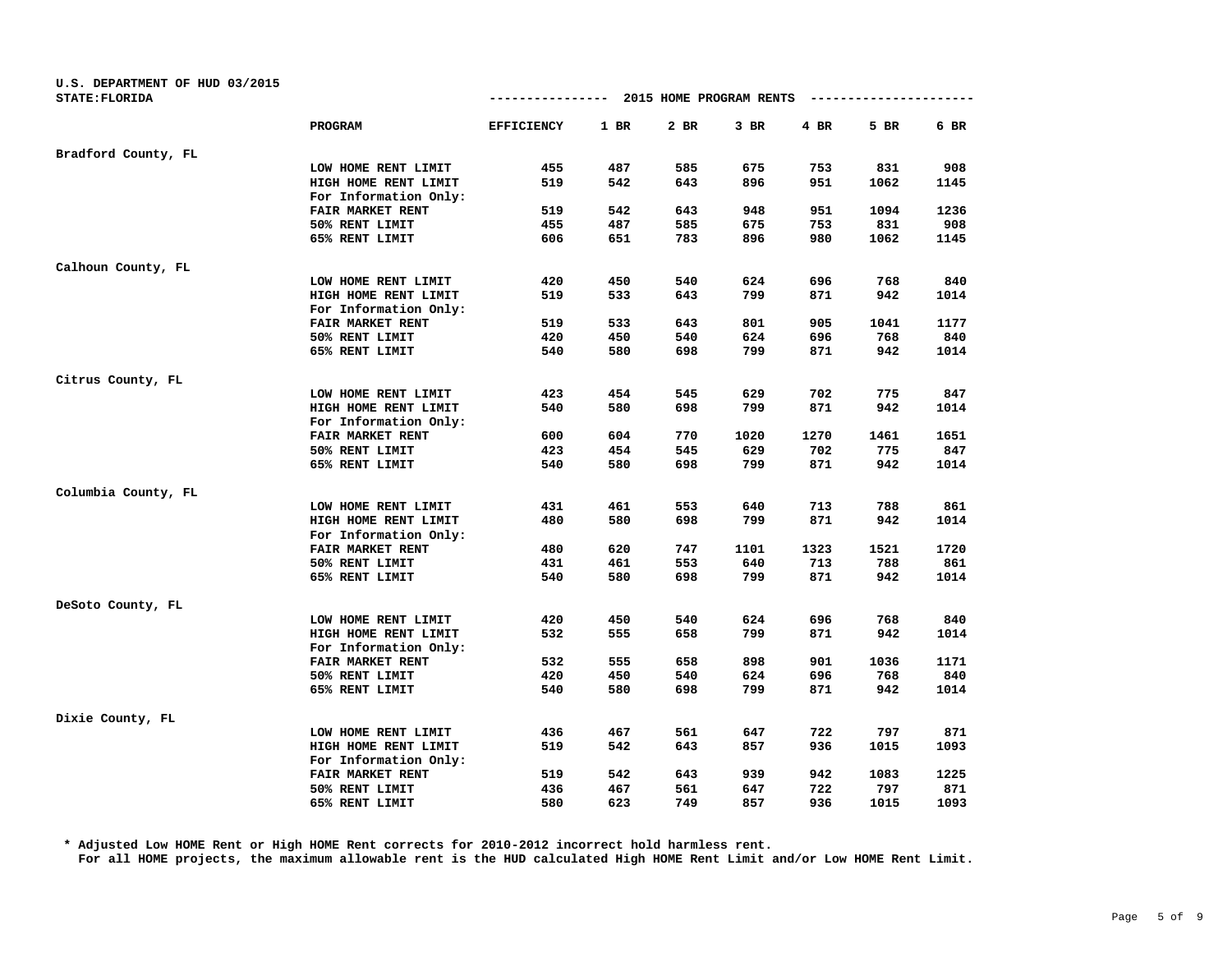U.S. DEPARTMENT OF HUD 03/2015
STATE:FLORIDA

## 2015 HOME PROGRAM RENTS

| | PROGRAM | EFFICIENCY | 1 BR | 2 BR | 3 BR | 4 BR | 5 BR | 6 BR |
|---|---|---|---|---|---|---|---|---|
| Bradford County, FL | | | | | | | | |
| | LOW HOME RENT LIMIT | 455 | 487 | 585 | 675 | 753 | 831 | 908 |
| | HIGH HOME RENT LIMIT | 519 | 542 | 643 | 896 | 951 | 1062 | 1145 |
| | For Information Only: | | | | | | | |
| | FAIR MARKET RENT | 519 | 542 | 643 | 948 | 951 | 1094 | 1236 |
| | 50% RENT LIMIT | 455 | 487 | 585 | 675 | 753 | 831 | 908 |
| | 65% RENT LIMIT | 606 | 651 | 783 | 896 | 980 | 1062 | 1145 |
| Calhoun County, FL | | | | | | | | |
| | LOW HOME RENT LIMIT | 420 | 450 | 540 | 624 | 696 | 768 | 840 |
| | HIGH HOME RENT LIMIT | 519 | 533 | 643 | 799 | 871 | 942 | 1014 |
| | For Information Only: | | | | | | | |
| | FAIR MARKET RENT | 519 | 533 | 643 | 801 | 905 | 1041 | 1177 |
| | 50% RENT LIMIT | 420 | 450 | 540 | 624 | 696 | 768 | 840 |
| | 65% RENT LIMIT | 540 | 580 | 698 | 799 | 871 | 942 | 1014 |
| Citrus County, FL | | | | | | | | |
| | LOW HOME RENT LIMIT | 423 | 454 | 545 | 629 | 702 | 775 | 847 |
| | HIGH HOME RENT LIMIT | 540 | 580 | 698 | 799 | 871 | 942 | 1014 |
| | For Information Only: | | | | | | | |
| | FAIR MARKET RENT | 600 | 604 | 770 | 1020 | 1270 | 1461 | 1651 |
| | 50% RENT LIMIT | 423 | 454 | 545 | 629 | 702 | 775 | 847 |
| | 65% RENT LIMIT | 540 | 580 | 698 | 799 | 871 | 942 | 1014 |
| Columbia County, FL | | | | | | | | |
| | LOW HOME RENT LIMIT | 431 | 461 | 553 | 640 | 713 | 788 | 861 |
| | HIGH HOME RENT LIMIT | 480 | 580 | 698 | 799 | 871 | 942 | 1014 |
| | For Information Only: | | | | | | | |
| | FAIR MARKET RENT | 480 | 620 | 747 | 1101 | 1323 | 1521 | 1720 |
| | 50% RENT LIMIT | 431 | 461 | 553 | 640 | 713 | 788 | 861 |
| | 65% RENT LIMIT | 540 | 580 | 698 | 799 | 871 | 942 | 1014 |
| DeSoto County, FL | | | | | | | | |
| | LOW HOME RENT LIMIT | 420 | 450 | 540 | 624 | 696 | 768 | 840 |
| | HIGH HOME RENT LIMIT | 532 | 555 | 658 | 799 | 871 | 942 | 1014 |
| | For Information Only: | | | | | | | |
| | FAIR MARKET RENT | 532 | 555 | 658 | 898 | 901 | 1036 | 1171 |
| | 50% RENT LIMIT | 420 | 450 | 540 | 624 | 696 | 768 | 840 |
| | 65% RENT LIMIT | 540 | 580 | 698 | 799 | 871 | 942 | 1014 |
| Dixie County, FL | | | | | | | | |
| | LOW HOME RENT LIMIT | 436 | 467 | 561 | 647 | 722 | 797 | 871 |
| | HIGH HOME RENT LIMIT | 519 | 542 | 643 | 857 | 936 | 1015 | 1093 |
| | For Information Only: | | | | | | | |
| | FAIR MARKET RENT | 519 | 542 | 643 | 939 | 942 | 1083 | 1225 |
| | 50% RENT LIMIT | 436 | 467 | 561 | 647 | 722 | 797 | 871 |
| | 65% RENT LIMIT | 580 | 623 | 749 | 857 | 936 | 1015 | 1093 |

* Adjusted Low HOME Rent or High HOME Rent corrects for 2010-2012 incorrect hold harmless rent.
For all HOME projects, the maximum allowable rent is the HUD calculated High HOME Rent Limit and/or Low HOME Rent Limit.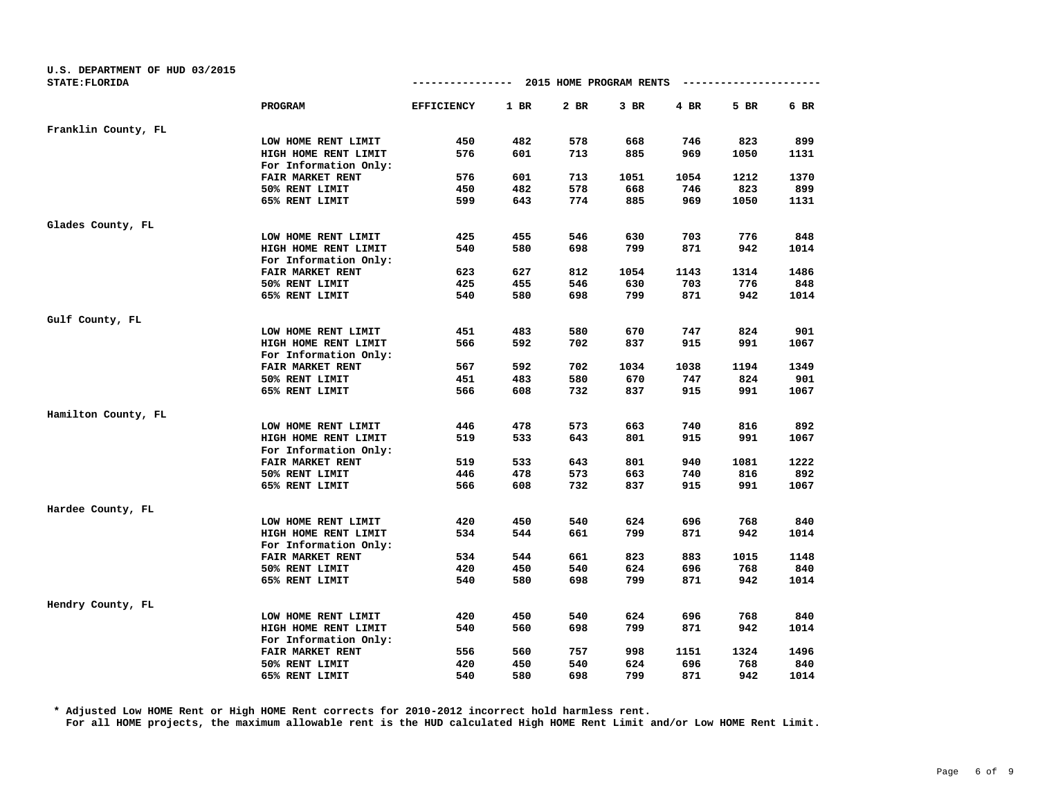U.S. DEPARTMENT OF HUD 03/2015
STATE:FLORIDA

## 2015 HOME PROGRAM RENTS

| | PROGRAM | EFFICIENCY | 1 BR | 2 BR | 3 BR | 4 BR | 5 BR | 6 BR |
|---|---|---|---|---|---|---|---|---|
| Franklin County, FL | | | | | | | | |
| | LOW HOME RENT LIMIT | 450 | 482 | 578 | 668 | 746 | 823 | 899 |
| | HIGH HOME RENT LIMIT | 576 | 601 | 713 | 885 | 969 | 1050 | 1131 |
| | For Information Only: | | | | | | | |
| | FAIR MARKET RENT | 576 | 601 | 713 | 1051 | 1054 | 1212 | 1370 |
| | 50% RENT LIMIT | 450 | 482 | 578 | 668 | 746 | 823 | 899 |
| | 65% RENT LIMIT | 599 | 643 | 774 | 885 | 969 | 1050 | 1131 |
| Glades County, FL | | | | | | | | |
| | LOW HOME RENT LIMIT | 425 | 455 | 546 | 630 | 703 | 776 | 848 |
| | HIGH HOME RENT LIMIT | 540 | 580 | 698 | 799 | 871 | 942 | 1014 |
| | For Information Only: | | | | | | | |
| | FAIR MARKET RENT | 623 | 627 | 812 | 1054 | 1143 | 1314 | 1486 |
| | 50% RENT LIMIT | 425 | 455 | 546 | 630 | 703 | 776 | 848 |
| | 65% RENT LIMIT | 540 | 580 | 698 | 799 | 871 | 942 | 1014 |
| Gulf County, FL | | | | | | | | |
| | LOW HOME RENT LIMIT | 451 | 483 | 580 | 670 | 747 | 824 | 901 |
| | HIGH HOME RENT LIMIT | 566 | 592 | 702 | 837 | 915 | 991 | 1067 |
| | For Information Only: | | | | | | | |
| | FAIR MARKET RENT | 567 | 592 | 702 | 1034 | 1038 | 1194 | 1349 |
| | 50% RENT LIMIT | 451 | 483 | 580 | 670 | 747 | 824 | 901 |
| | 65% RENT LIMIT | 566 | 608 | 732 | 837 | 915 | 991 | 1067 |
| Hamilton County, FL | | | | | | | | |
| | LOW HOME RENT LIMIT | 446 | 478 | 573 | 663 | 740 | 816 | 892 |
| | HIGH HOME RENT LIMIT | 519 | 533 | 643 | 801 | 915 | 991 | 1067 |
| | For Information Only: | | | | | | | |
| | FAIR MARKET RENT | 519 | 533 | 643 | 801 | 940 | 1081 | 1222 |
| | 50% RENT LIMIT | 446 | 478 | 573 | 663 | 740 | 816 | 892 |
| | 65% RENT LIMIT | 566 | 608 | 732 | 837 | 915 | 991 | 1067 |
| Hardee County, FL | | | | | | | | |
| | LOW HOME RENT LIMIT | 420 | 450 | 540 | 624 | 696 | 768 | 840 |
| | HIGH HOME RENT LIMIT | 534 | 544 | 661 | 799 | 871 | 942 | 1014 |
| | For Information Only: | | | | | | | |
| | FAIR MARKET RENT | 534 | 544 | 661 | 823 | 883 | 1015 | 1148 |
| | 50% RENT LIMIT | 420 | 450 | 540 | 624 | 696 | 768 | 840 |
| | 65% RENT LIMIT | 540 | 580 | 698 | 799 | 871 | 942 | 1014 |
| Hendry County, FL | | | | | | | | |
| | LOW HOME RENT LIMIT | 420 | 450 | 540 | 624 | 696 | 768 | 840 |
| | HIGH HOME RENT LIMIT | 540 | 560 | 698 | 799 | 871 | 942 | 1014 |
| | For Information Only: | | | | | | | |
| | FAIR MARKET RENT | 556 | 560 | 757 | 998 | 1151 | 1324 | 1496 |
| | 50% RENT LIMIT | 420 | 450 | 540 | 624 | 696 | 768 | 840 |
| | 65% RENT LIMIT | 540 | 580 | 698 | 799 | 871 | 942 | 1014 |

* Adjusted Low HOME Rent or High HOME Rent corrects for 2010-2012 incorrect hold harmless rent.
For all HOME projects, the maximum allowable rent is the HUD calculated High HOME Rent Limit and/or Low HOME Rent Limit.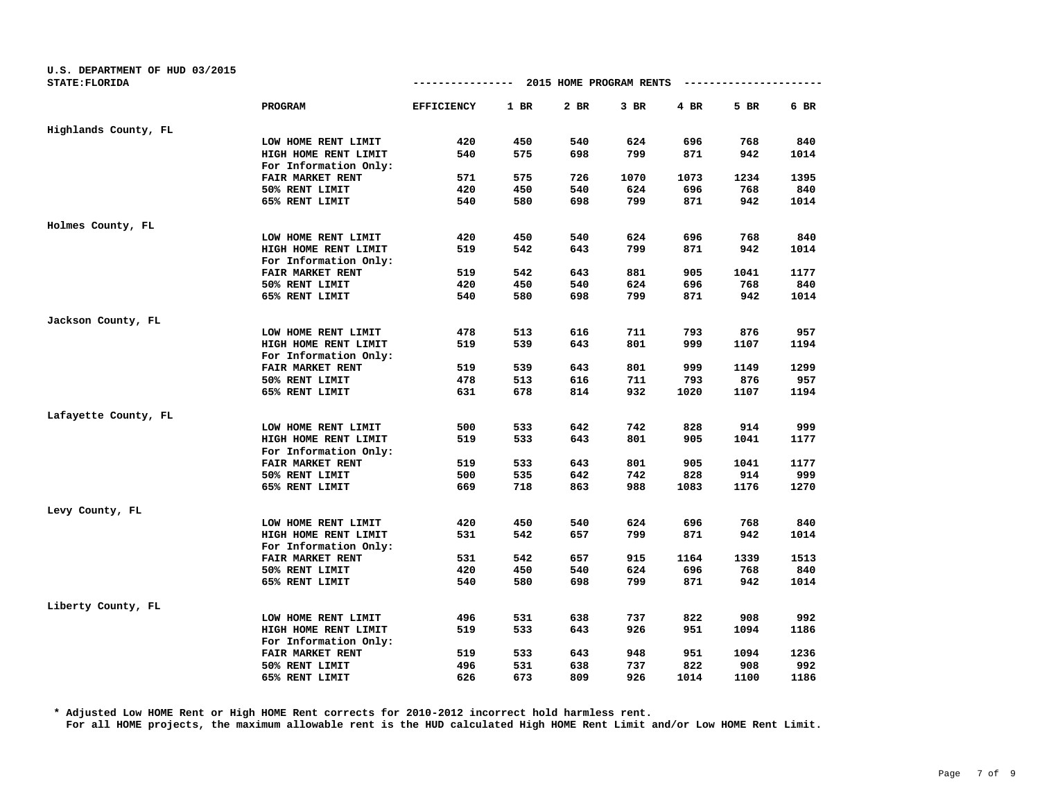U.S. DEPARTMENT OF HUD 03/2015
STATE:FLORIDA

**2015 HOME PROGRAM RENTS**

| | PROGRAM | EFFICIENCY | 1 BR | 2 BR | 3 BR | 4 BR | 5 BR | 6 BR |
|---|---|---|---|---|---|---|---|---|
| Highlands County, FL | | | | | | | | |
| | LOW HOME RENT LIMIT | 420 | 450 | 540 | 624 | 696 | 768 | 840 |
| | HIGH HOME RENT LIMIT | 540 | 575 | 698 | 799 | 871 | 942 | 1014 |
| | For Information Only: | | | | | | | |
| | FAIR MARKET RENT | 571 | 575 | 726 | 1070 | 1073 | 1234 | 1395 |
| | 50% RENT LIMIT | 420 | 450 | 540 | 624 | 696 | 768 | 840 |
| | 65% RENT LIMIT | 540 | 580 | 698 | 799 | 871 | 942 | 1014 |
| Holmes County, FL | | | | | | | | |
| | LOW HOME RENT LIMIT | 420 | 450 | 540 | 624 | 696 | 768 | 840 |
| | HIGH HOME RENT LIMIT | 519 | 542 | 643 | 799 | 871 | 942 | 1014 |
| | For Information Only: | | | | | | | |
| | FAIR MARKET RENT | 519 | 542 | 643 | 881 | 905 | 1041 | 1177 |
| | 50% RENT LIMIT | 420 | 450 | 540 | 624 | 696 | 768 | 840 |
| | 65% RENT LIMIT | 540 | 580 | 698 | 799 | 871 | 942 | 1014 |
| Jackson County, FL | | | | | | | | |
| | LOW HOME RENT LIMIT | 478 | 513 | 616 | 711 | 793 | 876 | 957 |
| | HIGH HOME RENT LIMIT | 519 | 539 | 643 | 801 | 999 | 1107 | 1194 |
| | For Information Only: | | | | | | | |
| | FAIR MARKET RENT | 519 | 539 | 643 | 801 | 999 | 1149 | 1299 |
| | 50% RENT LIMIT | 478 | 513 | 616 | 711 | 793 | 876 | 957 |
| | 65% RENT LIMIT | 631 | 678 | 814 | 932 | 1020 | 1107 | 1194 |
| Lafayette County, FL | | | | | | | | |
| | LOW HOME RENT LIMIT | 500 | 533 | 642 | 742 | 828 | 914 | 999 |
| | HIGH HOME RENT LIMIT | 519 | 533 | 643 | 801 | 905 | 1041 | 1177 |
| | For Information Only: | | | | | | | |
| | FAIR MARKET RENT | 519 | 533 | 643 | 801 | 905 | 1041 | 1177 |
| | 50% RENT LIMIT | 500 | 535 | 642 | 742 | 828 | 914 | 999 |
| | 65% RENT LIMIT | 669 | 718 | 863 | 988 | 1083 | 1176 | 1270 |
| Levy County, FL | | | | | | | | |
| | LOW HOME RENT LIMIT | 420 | 450 | 540 | 624 | 696 | 768 | 840 |
| | HIGH HOME RENT LIMIT | 531 | 542 | 657 | 799 | 871 | 942 | 1014 |
| | For Information Only: | | | | | | | |
| | FAIR MARKET RENT | 531 | 542 | 657 | 915 | 1164 | 1339 | 1513 |
| | 50% RENT LIMIT | 420 | 450 | 540 | 624 | 696 | 768 | 840 |
| | 65% RENT LIMIT | 540 | 580 | 698 | 799 | 871 | 942 | 1014 |
| Liberty County, FL | | | | | | | | |
| | LOW HOME RENT LIMIT | 496 | 531 | 638 | 737 | 822 | 908 | 992 |
| | HIGH HOME RENT LIMIT | 519 | 533 | 643 | 926 | 951 | 1094 | 1186 |
| | For Information Only: | | | | | | | |
| | FAIR MARKET RENT | 519 | 533 | 643 | 948 | 951 | 1094 | 1236 |
| | 50% RENT LIMIT | 496 | 531 | 638 | 737 | 822 | 908 | 992 |
| | 65% RENT LIMIT | 626 | 673 | 809 | 926 | 1014 | 1100 | 1186 |

* Adjusted Low HOME Rent or High HOME Rent corrects for 2010-2012 incorrect hold harmless rent.
For all HOME projects, the maximum allowable rent is the HUD calculated High HOME Rent Limit and/or Low HOME Rent Limit.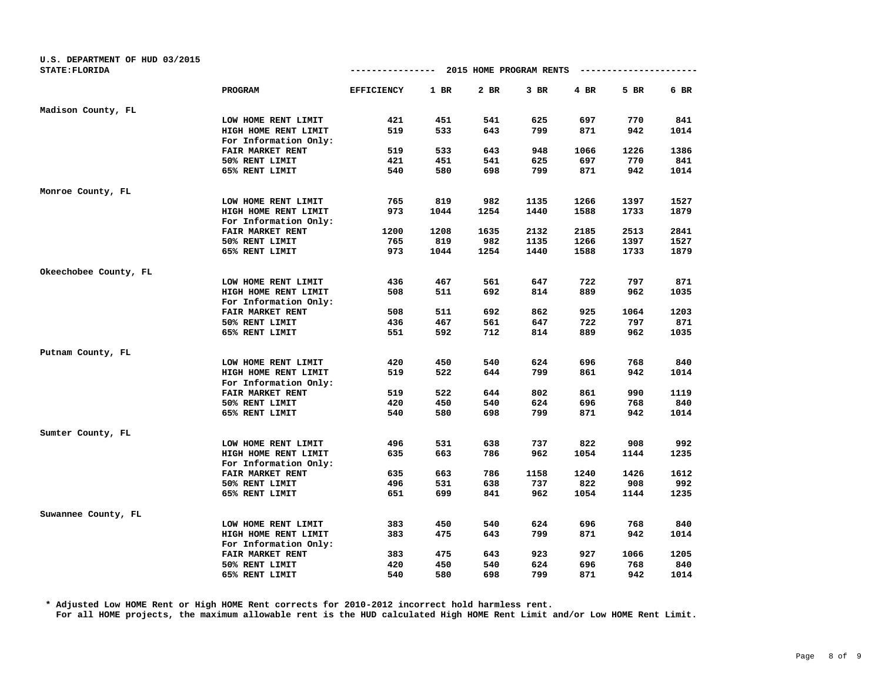U.S. DEPARTMENT OF HUD 03/2015
STATE:FLORIDA

| | PROGRAM | EFFICIENCY | 1 BR | 2 BR | 3 BR | 4 BR | 5 BR | 6 BR |
|---|---|---|---|---|---|---|---|---|
| | | --------------- | 2015 HOME PROGRAM RENTS | | | | | --------------------- |
| Madison County, FL | | | | | | | | |
| | LOW HOME RENT LIMIT | 421 | 451 | 541 | 625 | 697 | 770 | 841 |
| | HIGH HOME RENT LIMIT | 519 | 533 | 643 | 799 | 871 | 942 | 1014 |
| | For Information Only: | | | | | | | |
| | FAIR MARKET RENT | 519 | 533 | 643 | 948 | 1066 | 1226 | 1386 |
| | 50% RENT LIMIT | 421 | 451 | 541 | 625 | 697 | 770 | 841 |
| | 65% RENT LIMIT | 540 | 580 | 698 | 799 | 871 | 942 | 1014 |
| Monroe County, FL | | | | | | | | |
| | LOW HOME RENT LIMIT | 765 | 819 | 982 | 1135 | 1266 | 1397 | 1527 |
| | HIGH HOME RENT LIMIT | 973 | 1044 | 1254 | 1440 | 1588 | 1733 | 1879 |
| | For Information Only: | | | | | | | |
| | FAIR MARKET RENT | 1200 | 1208 | 1635 | 2132 | 2185 | 2513 | 2841 |
| | 50% RENT LIMIT | 765 | 819 | 982 | 1135 | 1266 | 1397 | 1527 |
| | 65% RENT LIMIT | 973 | 1044 | 1254 | 1440 | 1588 | 1733 | 1879 |
| Okeechobee County, FL | | | | | | | | |
| | LOW HOME RENT LIMIT | 436 | 467 | 561 | 647 | 722 | 797 | 871 |
| | HIGH HOME RENT LIMIT | 508 | 511 | 692 | 814 | 889 | 962 | 1035 |
| | For Information Only: | | | | | | | |
| | FAIR MARKET RENT | 508 | 511 | 692 | 862 | 925 | 1064 | 1203 |
| | 50% RENT LIMIT | 436 | 467 | 561 | 647 | 722 | 797 | 871 |
| | 65% RENT LIMIT | 551 | 592 | 712 | 814 | 889 | 962 | 1035 |
| Putnam County, FL | | | | | | | | |
| | LOW HOME RENT LIMIT | 420 | 450 | 540 | 624 | 696 | 768 | 840 |
| | HIGH HOME RENT LIMIT | 519 | 522 | 644 | 799 | 861 | 942 | 1014 |
| | For Information Only: | | | | | | | |
| | FAIR MARKET RENT | 519 | 522 | 644 | 802 | 861 | 990 | 1119 |
| | 50% RENT LIMIT | 420 | 450 | 540 | 624 | 696 | 768 | 840 |
| | 65% RENT LIMIT | 540 | 580 | 698 | 799 | 871 | 942 | 1014 |
| Sumter County, FL | | | | | | | | |
| | LOW HOME RENT LIMIT | 496 | 531 | 638 | 737 | 822 | 908 | 992 |
| | HIGH HOME RENT LIMIT | 635 | 663 | 786 | 962 | 1054 | 1144 | 1235 |
| | For Information Only: | | | | | | | |
| | FAIR MARKET RENT | 635 | 663 | 786 | 1158 | 1240 | 1426 | 1612 |
| | 50% RENT LIMIT | 496 | 531 | 638 | 737 | 822 | 908 | 992 |
| | 65% RENT LIMIT | 651 | 699 | 841 | 962 | 1054 | 1144 | 1235 |
| Suwannee County, FL | | | | | | | | |
| | LOW HOME RENT LIMIT | 383 | 450 | 540 | 624 | 696 | 768 | 840 |
| | HIGH HOME RENT LIMIT | 383 | 475 | 643 | 799 | 871 | 942 | 1014 |
| | For Information Only: | | | | | | | |
| | FAIR MARKET RENT | 383 | 475 | 643 | 923 | 927 | 1066 | 1205 |
| | 50% RENT LIMIT | 420 | 450 | 540 | 624 | 696 | 768 | 840 |
| | 65% RENT LIMIT | 540 | 580 | 698 | 799 | 871 | 942 | 1014 |

* Adjusted Low HOME Rent or High HOME Rent corrects for 2010-2012 incorrect hold harmless rent.
For all HOME projects, the maximum allowable rent is the HUD calculated High HOME Rent Limit and/or Low HOME Rent Limit.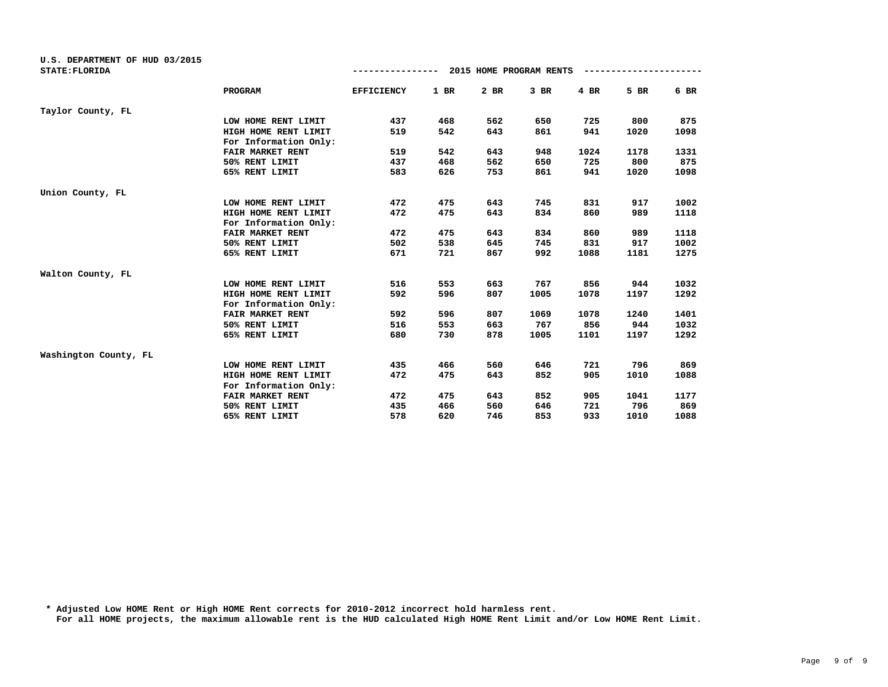U.S. DEPARTMENT OF HUD 03/2015
STATE:FLORIDA

--------------- 2015 HOME PROGRAM RENTS ---------------------

| | PROGRAM | EFFICIENCY | 1 BR | 2 BR | 3 BR | 4 BR | 5 BR | 6 BR |
|---|---|---|---|---|---|---|---|---|
| Taylor County, FL | | | | | | | | |
| | LOW HOME RENT LIMIT | 437 | 468 | 562 | 650 | 725 | 800 | 875 |
| | HIGH HOME RENT LIMIT | 519 | 542 | 643 | 861 | 941 | 1020 | 1098 |
| | For Information Only: | | | | | | | |
| | FAIR MARKET RENT | 519 | 542 | 643 | 948 | 1024 | 1178 | 1331 |
| | 50% RENT LIMIT | 437 | 468 | 562 | 650 | 725 | 800 | 875 |
| | 65% RENT LIMIT | 583 | 626 | 753 | 861 | 941 | 1020 | 1098 |
| Union County, FL | | | | | | | | |
| | LOW HOME RENT LIMIT | 472 | 475 | 643 | 745 | 831 | 917 | 1002 |
| | HIGH HOME RENT LIMIT | 472 | 475 | 643 | 834 | 860 | 989 | 1118 |
| | For Information Only: | | | | | | | |
| | FAIR MARKET RENT | 472 | 475 | 643 | 834 | 860 | 989 | 1118 |
| | 50% RENT LIMIT | 502 | 538 | 645 | 745 | 831 | 917 | 1002 |
| | 65% RENT LIMIT | 671 | 721 | 867 | 992 | 1088 | 1181 | 1275 |
| Walton County, FL | | | | | | | | |
| | LOW HOME RENT LIMIT | 516 | 553 | 663 | 767 | 856 | 944 | 1032 |
| | HIGH HOME RENT LIMIT | 592 | 596 | 807 | 1005 | 1078 | 1197 | 1292 |
| | For Information Only: | | | | | | | |
| | FAIR MARKET RENT | 592 | 596 | 807 | 1069 | 1078 | 1240 | 1401 |
| | 50% RENT LIMIT | 516 | 553 | 663 | 767 | 856 | 944 | 1032 |
| | 65% RENT LIMIT | 680 | 730 | 878 | 1005 | 1101 | 1197 | 1292 |
| Washington County, FL | | | | | | | | |
| | LOW HOME RENT LIMIT | 435 | 466 | 560 | 646 | 721 | 796 | 869 |
| | HIGH HOME RENT LIMIT | 472 | 475 | 643 | 852 | 905 | 1010 | 1088 |
| | For Information Only: | | | | | | | |
| | FAIR MARKET RENT | 472 | 475 | 643 | 852 | 905 | 1041 | 1177 |
| | 50% RENT LIMIT | 435 | 466 | 560 | 646 | 721 | 796 | 869 |
| | 65% RENT LIMIT | 578 | 620 | 746 | 853 | 933 | 1010 | 1088 |

* Adjusted Low HOME Rent or High HOME Rent corrects for 2010-2012 incorrect hold harmless rent.
For all HOME projects, the maximum allowable rent is the HUD calculated High HOME Rent Limit and/or Low HOME Rent Limit.